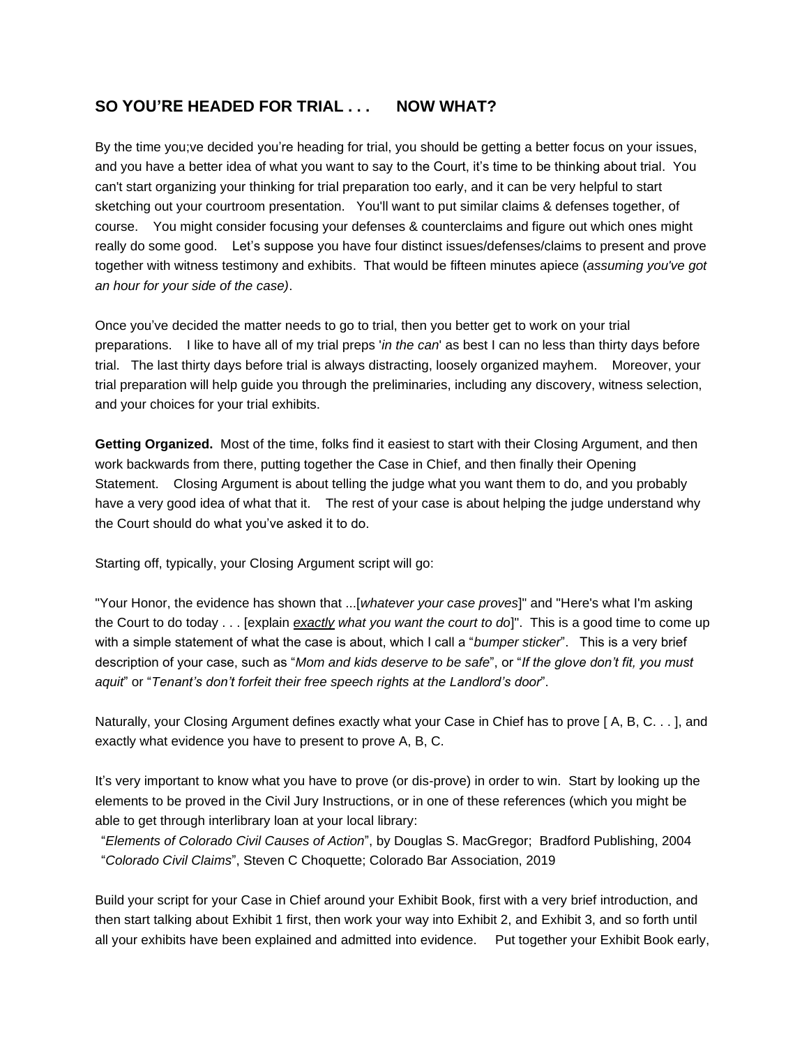## SO YOU'RE HEADED FOR TRIAL . . .     NOW WHAT?

By the time you;ve decided you're heading for trial, you should be getting a better focus on your issues, and you have a better idea of what you want to say to the Court, it's time to be thinking about trial. You can't start organizing your thinking for trial preparation too early, and it can be very helpful to start sketching out your courtroom presentation. You'll want to put similar claims & defenses together, of course. You might consider focusing your defenses & counterclaims and figure out which ones might really do some good. Let's suppose you have four distinct issues/defenses/claims to present and prove together with witness testimony and exhibits. That would be fifteen minutes apiece (*assuming you've got an hour for your side of the case)*.

Once you've decided the matter needs to go to trial, then you better get to work on your trial preparations. I like to have all of my trial preps '*in the can*' as best I can no less than thirty days before trial. The last thirty days before trial is always distracting, loosely organized mayhem. Moreover, your trial preparation will help guide you through the preliminaries, including any discovery, witness selection, and your choices for your trial exhibits.

**Getting Organized.** Most of the time, folks find it easiest to start with their Closing Argument, and then work backwards from there, putting together the Case in Chief, and then finally their Opening Statement. Closing Argument is about telling the judge what you want them to do, and you probably have a very good idea of what that it. The rest of your case is about helping the judge understand why the Court should do what you've asked it to do.

Starting off, typically, your Closing Argument script will go:

"Your Honor, the evidence has shown that ...[*whatever your case proves*]" and "Here's what I'm asking the Court to do today . . . [explain ***exactly*** *what you want the court to do*]". This is a good time to come up with a simple statement of what the case is about, which I call a "*bumper sticker*". This is a very brief description of your case, such as "*Mom and kids deserve to be safe*", or "*If the glove don't fit, you must aquit*" or "*Tenant's don't forfeit their free speech rights at the Landlord's door*".

Naturally, your Closing Argument defines exactly what your Case in Chief has to prove [ A, B, C. . . ], and exactly what evidence you have to present to prove A, B, C.

It's very important to know what you have to prove (or dis-prove) in order to win. Start by looking up the elements to be proved in the Civil Jury Instructions, or in one of these references (which you might be able to get through interlibrary loan at your local library:

"*Elements of Colorado Civil Causes of Action*", by Douglas S. MacGregor; Bradford Publishing, 2004
"*Colorado Civil Claims*", Steven C Choquette; Colorado Bar Association, 2019

Build your script for your Case in Chief around your Exhibit Book, first with a very brief introduction, and then start talking about Exhibit 1 first, then work your way into Exhibit 2, and Exhibit 3, and so forth until all your exhibits have been explained and admitted into evidence. Put together your Exhibit Book early,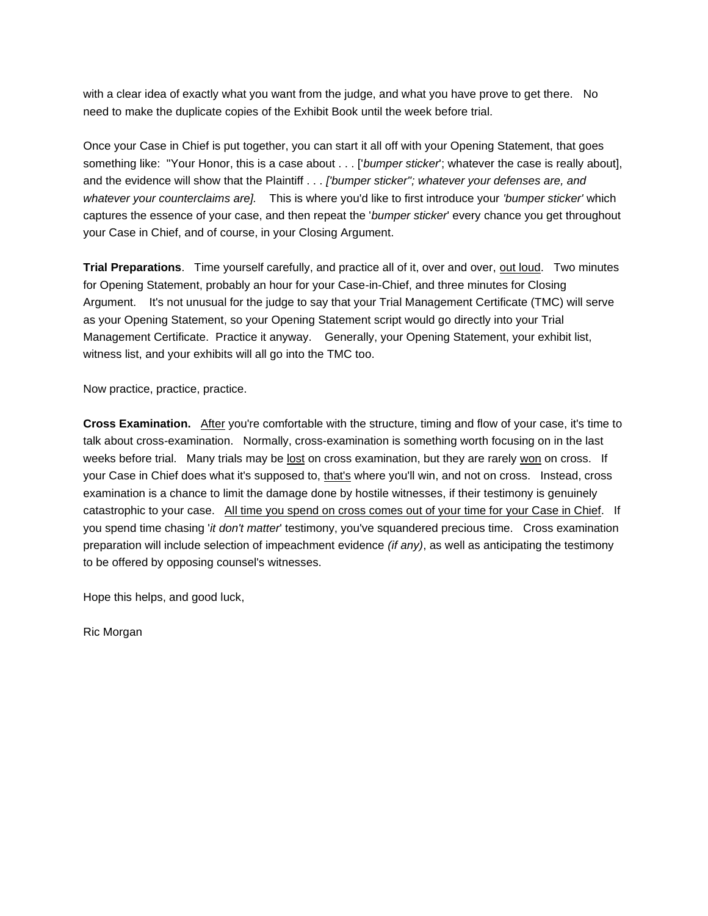with a clear idea of exactly what you want from the judge, and what you have prove to get there. No need to make the duplicate copies of the Exhibit Book until the week before trial.

Once your Case in Chief is put together, you can start it all off with your Opening Statement, that goes something like: "Your Honor, this is a case about . . . ['*bumper sticker*'; whatever the case is really about], and the evidence will show that the Plaintiff . . . *['bumper sticker"; whatever your defenses are, and whatever your counterclaims are].* This is where you'd like to first introduce your *'bumper sticker'* which captures the essence of your case, and then repeat the '*bumper sticker*' every chance you get throughout your Case in Chief, and of course, in your Closing Argument.

**Trial Preparations**. Time yourself carefully, and practice all of it, over and over, <u>out loud</u>. Two minutes for Opening Statement, probably an hour for your Case-in-Chief, and three minutes for Closing Argument. It's not unusual for the judge to say that your Trial Management Certificate (TMC) will serve as your Opening Statement, so your Opening Statement script would go directly into your Trial Management Certificate. Practice it anyway. Generally, your Opening Statement, your exhibit list, witness list, and your exhibits will all go into the TMC too.

Now practice, practice, practice.

**Cross Examination.** <u>After</u> you're comfortable with the structure, timing and flow of your case, it's time to talk about cross-examination. Normally, cross-examination is something worth focusing on in the last weeks before trial. Many trials may be <u>lost</u> on cross examination, but they are rarely <u>won</u> on cross. If your Case in Chief does what it's supposed to, <u>that's</u> where you'll win, and not on cross. Instead, cross examination is a chance to limit the damage done by hostile witnesses, if their testimony is genuinely catastrophic to your case. <u>All time you spend on cross comes out of your time for your Case in Chief</u>. If you spend time chasing '*it don't matter*' testimony, you've squandered precious time. Cross examination preparation will include selection of impeachment evidence *(if any)*, as well as anticipating the testimony to be offered by opposing counsel's witnesses.

Hope this helps, and good luck,

Ric Morgan